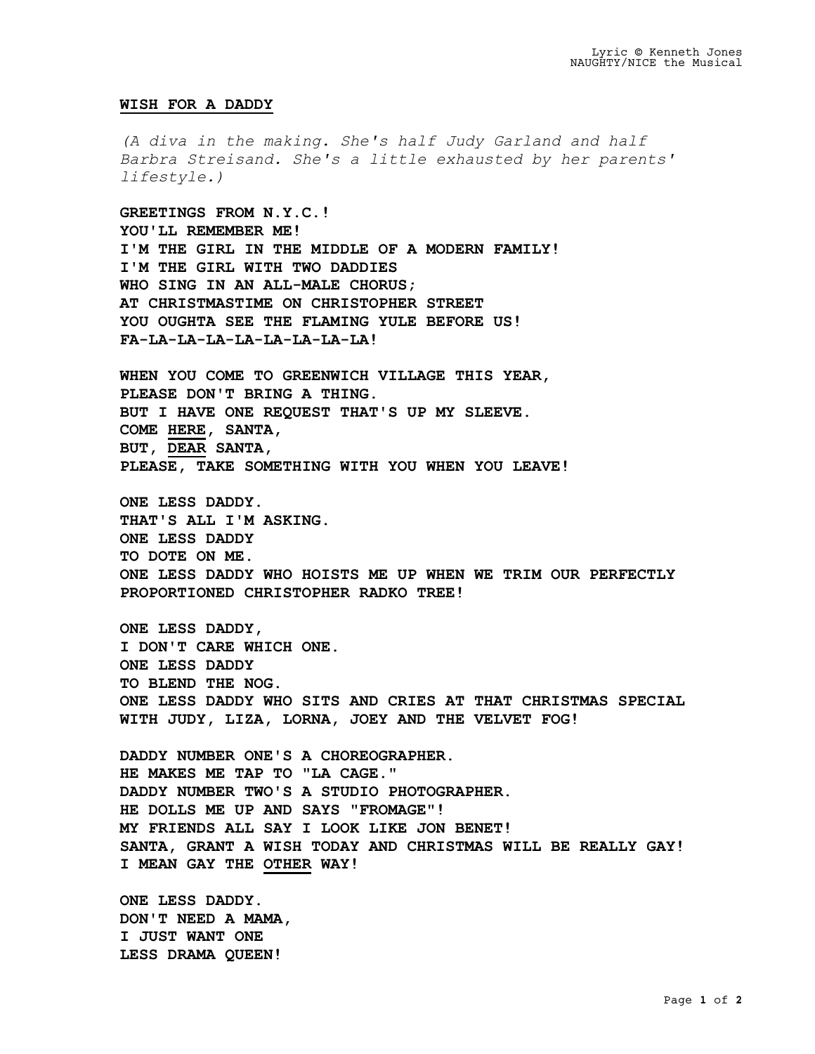**WISH FOR A DADDY**

*(A diva in the making. She's half Judy Garland and half Barbra Streisand. She's a little exhausted by her parents' lifestyle.)*

**GREETINGS FROM N.Y.C.!**
**YOU'LL REMEMBER ME!**
**I'M THE GIRL IN THE MIDDLE OF A MODERN FAMILY!**
**I'M THE GIRL WITH TWO DADDIES**
**WHO SING IN AN ALL-MALE CHORUS;**
**AT CHRISTMASTIME ON CHRISTOPHER STREET**
**YOU OUGHTA SEE THE FLAMING YULE BEFORE US!**
**FA-LA-LA-LA-LA-LA-LA-LA-LA!**

**WHEN YOU COME TO GREENWICH VILLAGE THIS YEAR,**
**PLEASE DON'T BRING A THING.**
**BUT I HAVE ONE REQUEST THAT'S UP MY SLEEVE.**
**COME <u>HERE</u>, SANTA,**
**BUT, <u>DEAR</u> SANTA,**
**PLEASE, TAKE SOMETHING WITH YOU WHEN YOU LEAVE!**

**ONE LESS DADDY.**
**THAT'S ALL I'M ASKING.**
**ONE LESS DADDY**
**TO DOTE ON ME.**
**ONE LESS DADDY WHO HOISTS ME UP WHEN WE TRIM OUR PERFECTLY PROPORTIONED CHRISTOPHER RADKO TREE!**

**ONE LESS DADDY,**
**I DON'T CARE WHICH ONE.**
**ONE LESS DADDY**
**TO BLEND THE NOG.**
**ONE LESS DADDY WHO SITS AND CRIES AT THAT CHRISTMAS SPECIAL WITH JUDY, LIZA, LORNA, JOEY AND THE VELVET FOG!**

**DADDY NUMBER ONE'S A CHOREOGRAPHER.**
**HE MAKES ME TAP TO "LA CAGE."**
**DADDY NUMBER TWO'S A STUDIO PHOTOGRAPHER.**
**HE DOLLS ME UP AND SAYS "FROMAGE"!**
**MY FRIENDS ALL SAY I LOOK LIKE JON BENET!**
**SANTA, GRANT A WISH TODAY AND CHRISTMAS WILL BE REALLY GAY!**
**I MEAN GAY THE <u>OTHER</u> WAY!**

**ONE LESS DADDY.**
**DON'T NEED A MAMA,**
**I JUST WANT ONE**
**LESS DRAMA QUEEN!**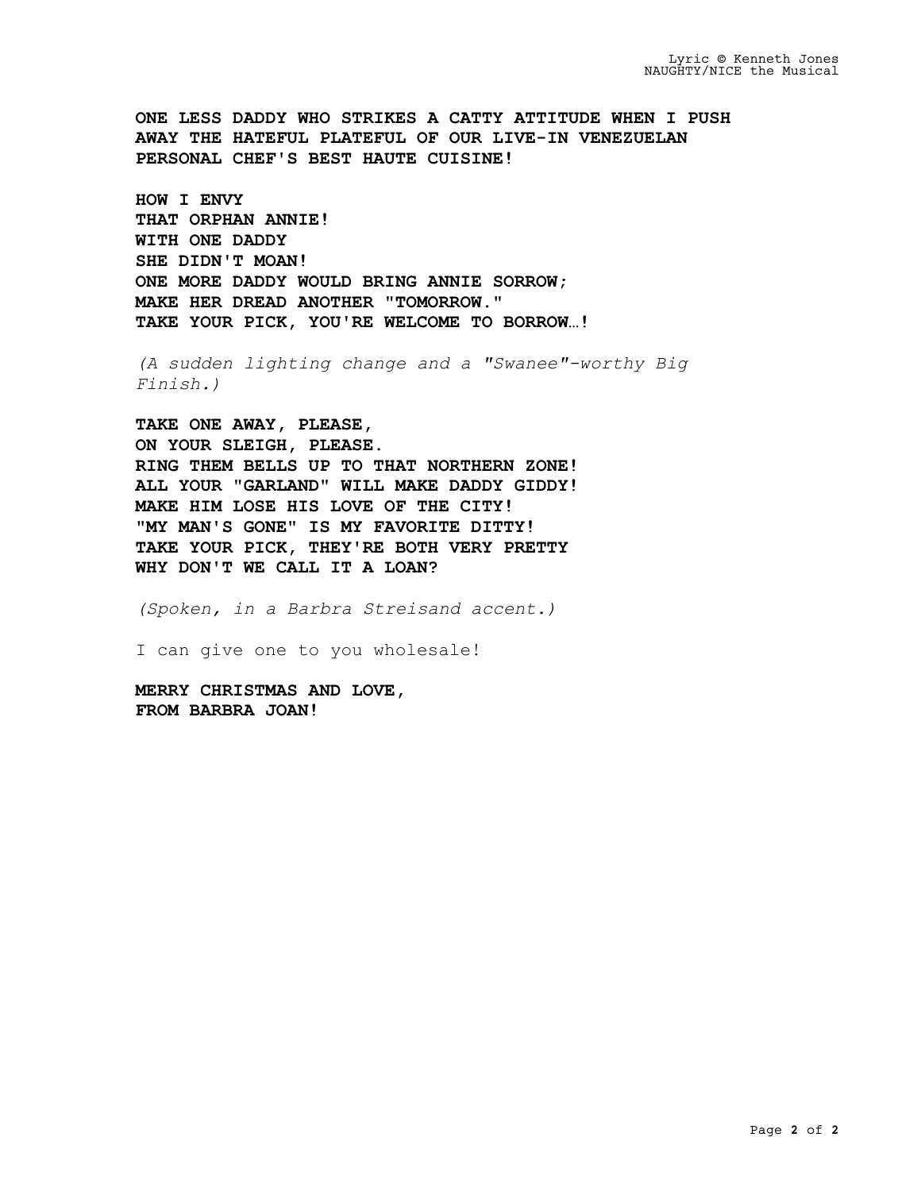**ONE LESS DADDY WHO STRIKES A CATTY ATTITUDE WHEN I PUSH AWAY THE HATEFUL PLATEFUL OF OUR LIVE-IN VENEZUELAN PERSONAL CHEF'S BEST HAUTE CUISINE!**

**HOW I ENVY**
**THAT ORPHAN ANNIE!**
**WITH ONE DADDY**
**SHE DIDN'T MOAN!**
**ONE MORE DADDY WOULD BRING ANNIE SORROW;**
**MAKE HER DREAD ANOTHER "TOMORROW."**
**TAKE YOUR PICK, YOU'RE WELCOME TO BORROW…!**

*(A sudden lighting change and a "Swanee"-worthy Big Finish.)*

**TAKE ONE AWAY, PLEASE,**
**ON YOUR SLEIGH, PLEASE.**
**RING THEM BELLS UP TO THAT NORTHERN ZONE!**
**ALL YOUR "GARLAND" WILL MAKE DADDY GIDDY!**
**MAKE HIM LOSE HIS LOVE OF THE CITY!**
**"MY MAN'S GONE" IS MY FAVORITE DITTY!**
**TAKE YOUR PICK, THEY'RE BOTH VERY PRETTY**
**WHY DON'T WE CALL IT A LOAN?**

*(Spoken, in a Barbra Streisand accent.)*

I can give one to you wholesale!

**MERRY CHRISTMAS AND LOVE,**
**FROM BARBRA JOAN!**